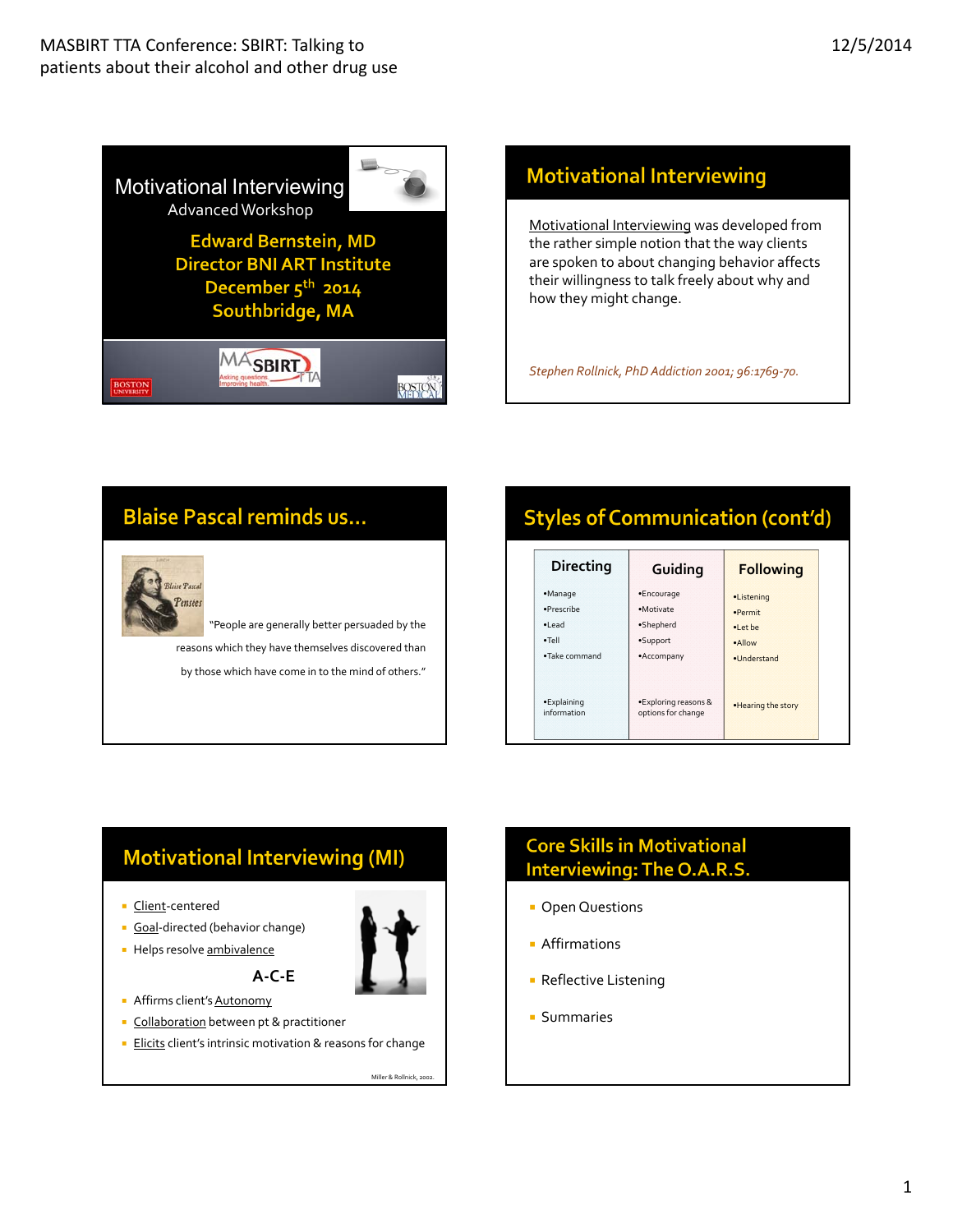## Motivational Interviewing

Advanced Workshop

**Edward Bernstein, MD**
**Director BNI ART Institute**
**December 5th 2014**
**Southbridge, MA**

MASBIRT TTA — Asking questions. Improving health.

BOSTON UNIVERSITY

BOSTON MEDICAL

## Motivational Interviewing

Motivational Interviewing was developed from the rather simple notion that the way clients are spoken to about changing behavior affects their willingness to talk freely about why and how they might change.

*Stephen Rollnick, PhD Addiction 2001; 96:1769-70.*

## Blaise Pascal reminds us…

Blaise Pascal
Pensées

"People are generally better persuaded by the reasons which they have themselves discovered than by those which have come in to the mind of others."

## Styles of Communication (cont'd)

| Directing | Guiding | Following |
|---|---|---|
| •Manage<br>•Prescribe<br>•Lead<br>•Tell<br>•Take command | •Encourage<br>•Motivate<br>•Shepherd<br>•Support<br>•Accompany | •Listening<br>•Permit<br>•Let be<br>•Allow<br>•Understand |
| •Explaining information | •Exploring reasons & options for change | •Hearing the story |

## Motivational Interviewing (MI)

- Client-centered
- Goal-directed (behavior change)
- Helps resolve ambivalence

**A-C-E**

- Affirms client's Autonomy
- Collaboration between pt & practitioner
- Elicits client's intrinsic motivation & reasons for change

Miller & Rollnick, 2002.

## Core Skills in Motivational Interviewing: The O.A.R.S.

- Open Questions
- Affirmations
- Reflective Listening
- Summaries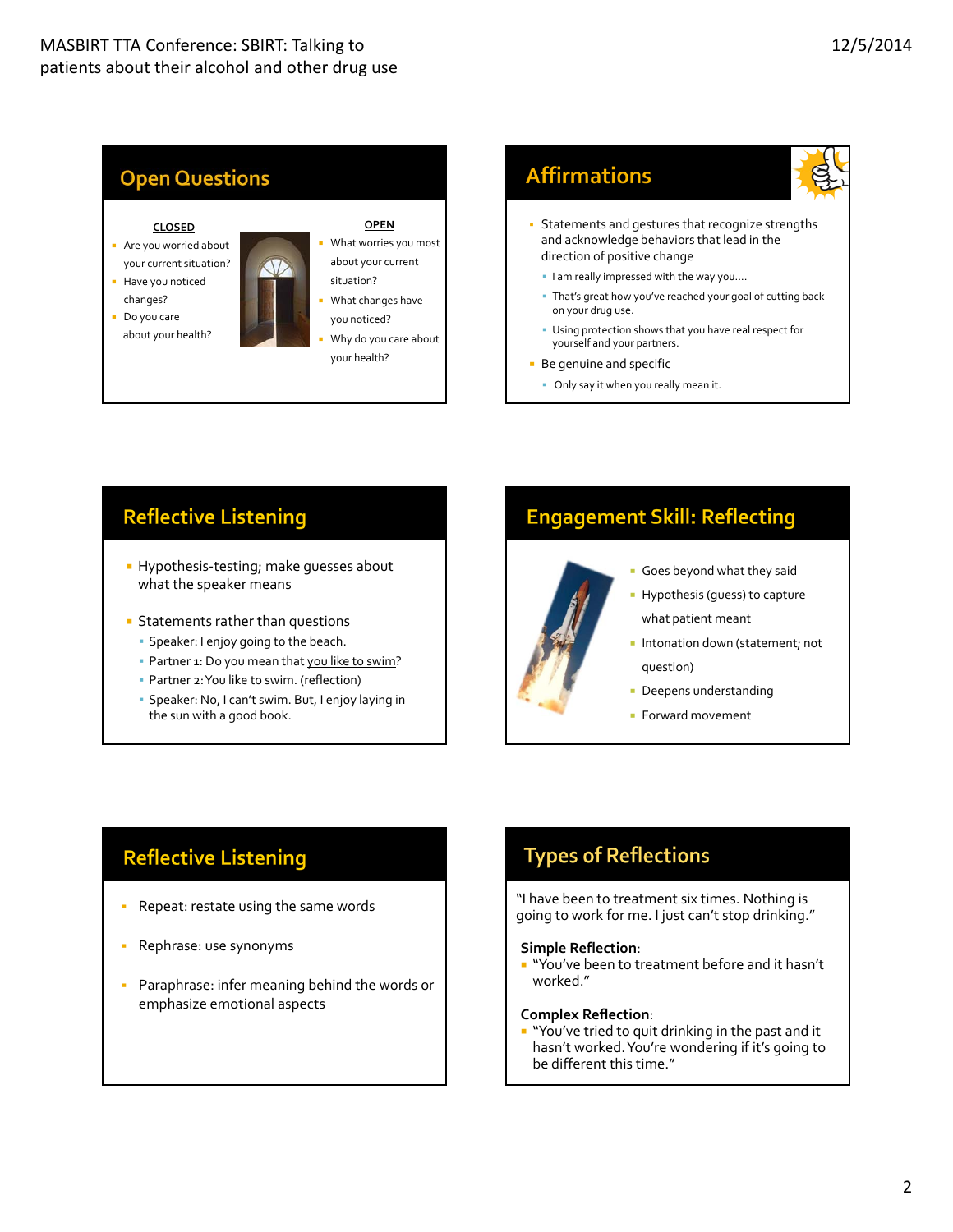## Open Questions

**CLOSED**

- Are you worried about your current situation?
- Have you noticed changes?
- Do you care about your health?

**OPEN**

- What worries you most about your current situation?
- What changes have you noticed?
- Why do you care about your health?

## Affirmations

- Statements and gestures that recognize strengths and acknowledge behaviors that lead in the direction of positive change
  - I am really impressed with the way you....
  - That's great how you've reached your goal of cutting back on your drug use.
  - Using protection shows that you have real respect for yourself and your partners.
- Be genuine and specific
  - Only say it when you really mean it.

## Reflective Listening

- Hypothesis-testing; make guesses about what the speaker means
- Statements rather than questions
  - Speaker: I enjoy going to the beach.
  - Partner 1: Do you mean that you like to swim?
  - Partner 2: You like to swim. (reflection)
  - Speaker: No, I can't swim. But, I enjoy laying in the sun with a good book.

## Engagement Skill: Reflecting

- Goes beyond what they said
- Hypothesis (guess) to capture what patient meant
- Intonation down (statement; not question)
- Deepens understanding
- Forward movement

## Reflective Listening

- Repeat: restate using the same words
- Rephrase: use synonyms
- Paraphrase: infer meaning behind the words or emphasize emotional aspects

## Types of Reflections

"I have been to treatment six times. Nothing is going to work for me. I just can't stop drinking."

**Simple Reflection**:

- "You've been to treatment before and it hasn't worked."

**Complex Reflection**:

- "You've tried to quit drinking in the past and it hasn't worked. You're wondering if it's going to be different this time."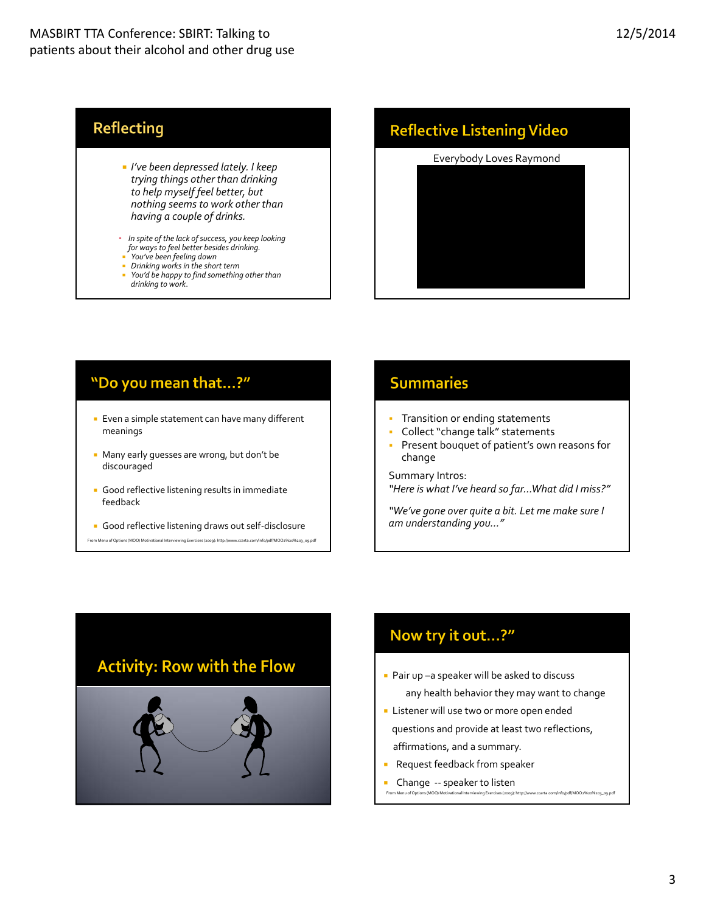## Reflecting

- *I've been depressed lately. I keep trying things other than drinking to help myself feel better, but nothing seems to work other than having a couple of drinks.*

- *In spite of the lack of success, you keep looking for ways to feel better besides drinking.*
- *You've been feeling down*
- *Drinking works in the short term*
- *You'd be happy to find something other than drinking to work.*

## Reflective Listening Video

Everybody Loves Raymond

## "Do you mean that…?"

- Even a simple statement can have many different meanings
- Many early guesses are wrong, but don't be discouraged
- Good reflective listening results in immediate feedback
- Good reflective listening draws out self-disclosure

From Menu of Options (MOO) Motivational Interviewing Exercises (2009): http://www.ccarta.com/info/pdf/MOO%20%203_09.pdf

## Summaries

- Transition or ending statements
- Collect "change talk" statements
- Present bouquet of patient's own reasons for change

Summary Intros:
*"Here is what I've heard so far…What did I miss?"*

*"We've gone over quite a bit. Let me make sure I am understanding you…"*

## Activity: Row with the Flow

## Now try it out…?"

- Pair up –a speaker will be asked to discuss any health behavior they may want to change
- Listener will use two or more open ended questions and provide at least two reflections, affirmations, and a summary.
- Request feedback from speaker
- Change -- speaker to listen

From Menu of Options (MOO) Motivational Interviewing Exercises (2009): http://www.ccarta.com/info/pdf/MOO%20%203_09.pdf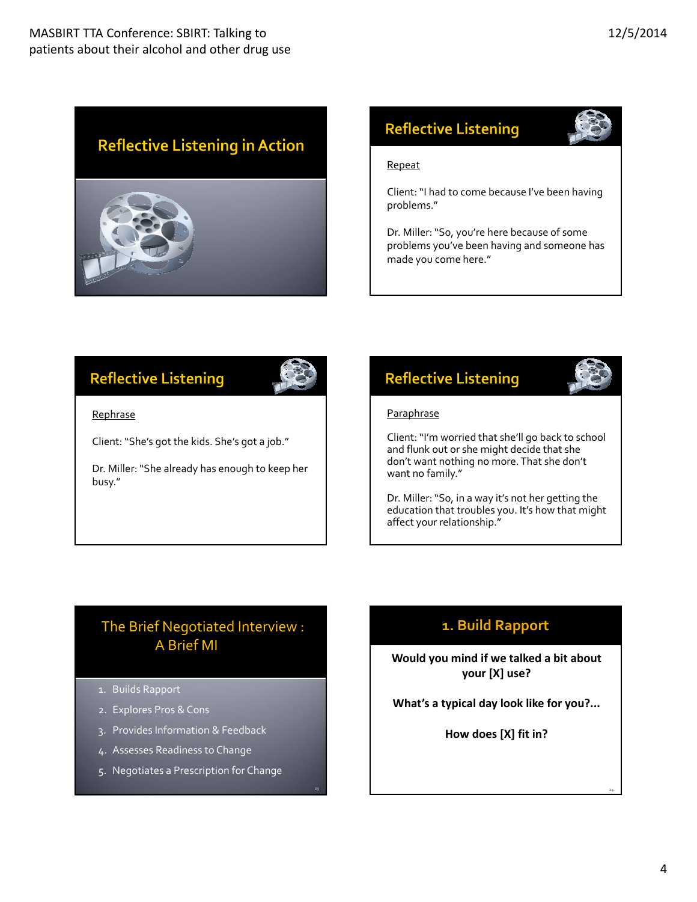## Reflective Listening in Action

## Reflective Listening

Repeat

Client: "I had to come because I've been having problems."

Dr. Miller: "So, you're here because of some problems you've been having and someone has made you come here."

## Reflective Listening

Rephrase

Client: "She's got the kids. She's got a job."

Dr. Miller: "She already has enough to keep her busy."

## Reflective Listening

Paraphrase

Client: "I'm worried that she'll go back to school and flunk out or she might decide that she don't want nothing no more. That she don't want no family."

Dr. Miller: "So, in a way it's not her getting the education that troubles you. It's how that might affect your relationship."

## The Brief Negotiated Interview : A Brief MI

1. Builds Rapport
2. Explores Pros & Cons
3. Provides Information & Feedback
4. Assesses Readiness to Change
5. Negotiates a Prescription for Change

## 1. Build Rapport

**Would you mind if we talked a bit about your [X] use?**

**What's a typical day look like for you?...**

**How does [X] fit in?**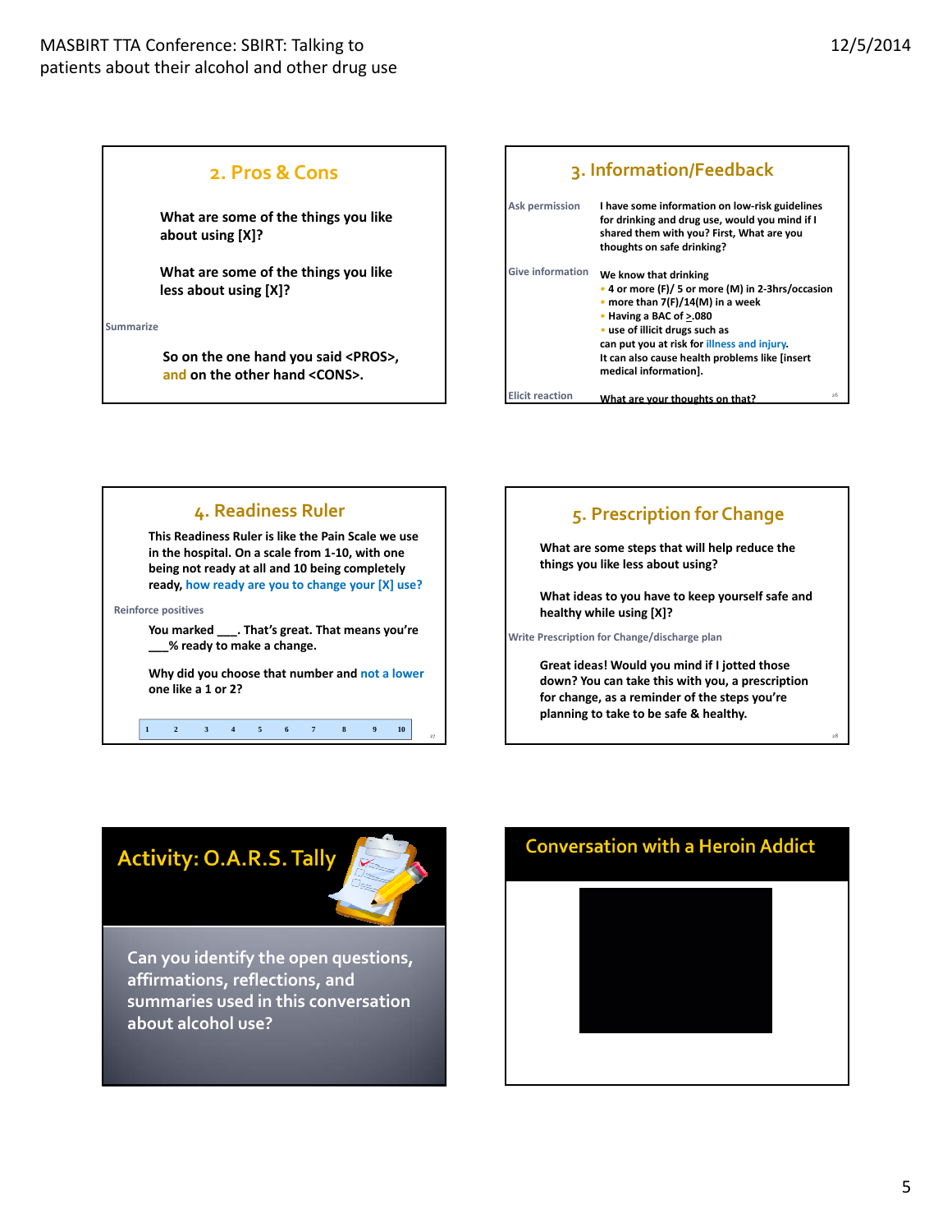## 2. Pros & Cons

What are some of the things you like about using [X]?

What are some of the things you like less about using [X]?

Summarize

So on the one hand you said <PROS>, and on the other hand <CONS>.

## 3. Information/Feedback

Ask permission

I have some information on low-risk guidelines for drinking and drug use, would you mind if I shared them with you? First, What are you thoughts on safe drinking?

Give information

We know that drinking

- 4 or more (F)/ 5 or more (M) in 2-3hrs/occasion
- more than 7(F)/14(M) in a week
- Having a BAC of $\geq$.080
- use of illicit drugs such as

can put you at risk for illness and injury. It can also cause health problems like [insert medical information].

Elicit reaction

What are your thoughts on that?

## 4. Readiness Ruler

This Readiness Ruler is like the Pain Scale we use in the hospital. On a scale from 1-10, with one being not ready at all and 10 being completely ready, how ready are you to change your [X] use?

Reinforce positives

You marked ___. That's great. That means you're ___% ready to make a change.

Why did you choose that number and not a lower one like a 1 or 2?

| 1 | 2 | 3 | 4 | 5 | 6 | 7 | 8 | 9 | 10 |
|---|---|---|---|---|---|---|---|---|---|

## 5. Prescription for Change

What are some steps that will help reduce the things you like less about using?

What ideas to you have to keep yourself safe and healthy while using [X]?

Write Prescription for Change/discharge plan

Great ideas! Would you mind if I jotted those down? You can take this with you, a prescription for change, as a reminder of the steps you're planning to take to be safe & healthy.

## Activity: O.A.R.S. Tally

Can you identify the open questions, affirmations, reflections, and summaries used in this conversation about alcohol use?

## Conversation with a Heroin Addict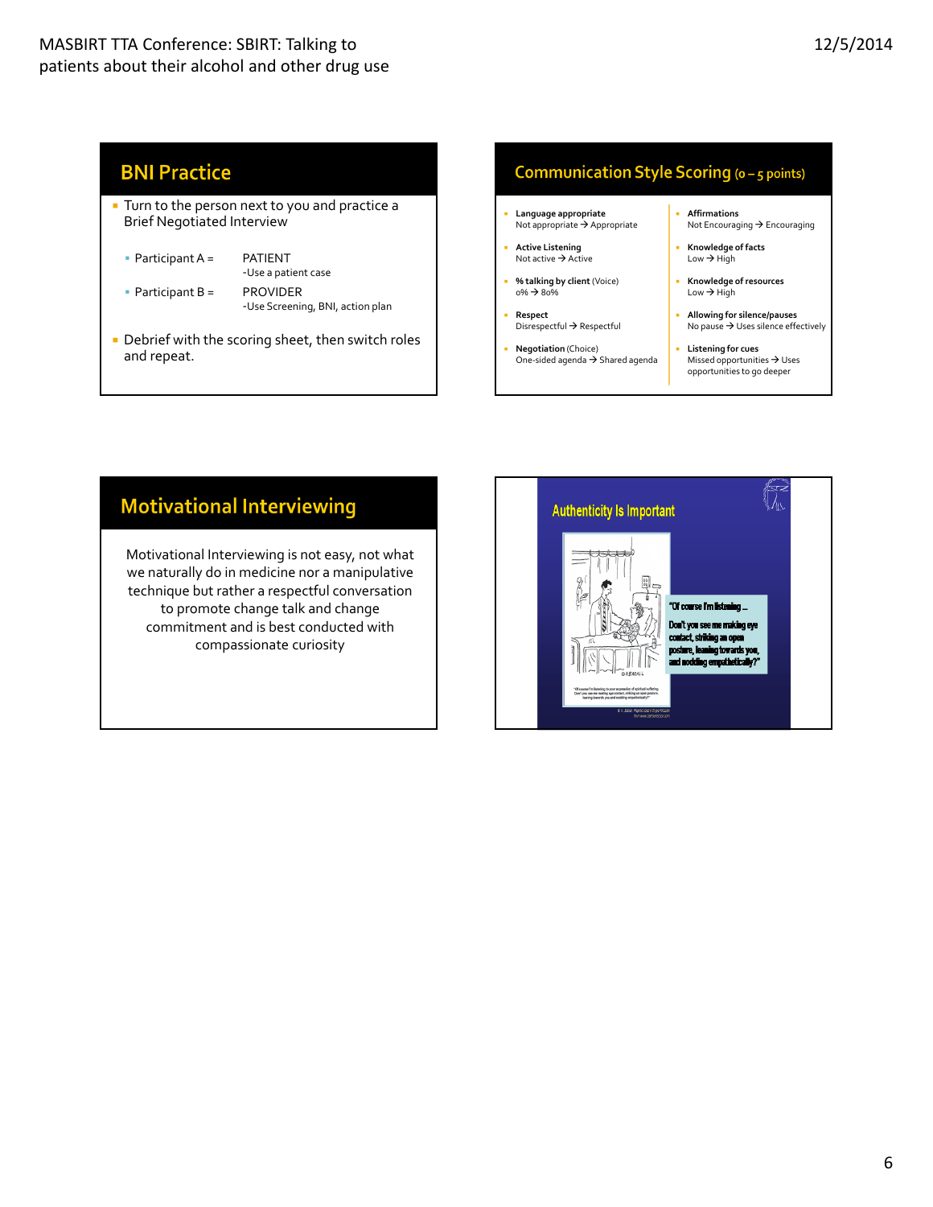## BNI Practice

- Turn to the person next to you and practice a Brief Negotiated Interview
  - Participant A = PATIENT
    - -Use a patient case
  - Participant B = PROVIDER
    - -Use Screening, BNI, action plan
- Debrief with the scoring sheet, then switch roles and repeat.

## Communication Style Scoring (0 – 5 points)

- **Language appropriate**
  Not appropriate → Appropriate
- **Active Listening**
  Not active → Active
- **% talking by client** (Voice)
  0% → 80%
- **Respect**
  Disrespectful → Respectful
- **Negotiation** (Choice)
  One-sided agenda → Shared agenda
- **Affirmations**
  Not Encouraging → Encouraging
- **Knowledge of facts**
  Low → High
- **Knowledge of resources**
  Low → High
- **Allowing for silence/pauses**
  No pause → Uses silence effectively
- **Listening for cues**
  Missed opportunities → Uses opportunities to go deeper

## Motivational Interviewing

Motivational Interviewing is not easy, not what we naturally do in medicine nor a manipulative technique but rather a respectful conversation to promote change talk and change commitment and is best conducted with compassionate curiosity

## Authenticity Is Important

"Of course I'm listening…
Don't you see me making eye contact, striking an open posture, leaning towards you, and nodding empathetically?"